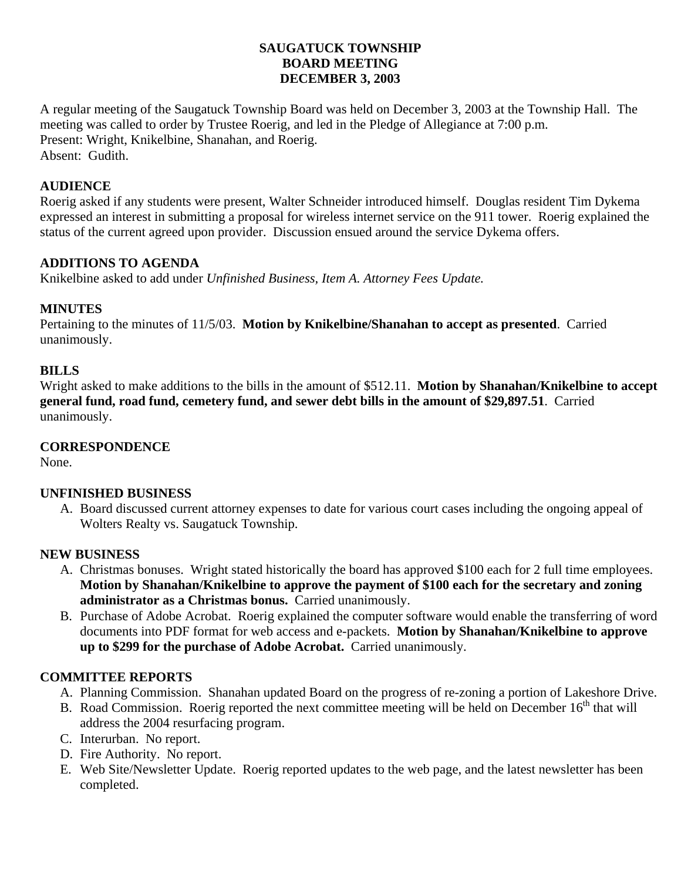# SAUGATUCK TOWNSHIP
# BOARD MEETING
# DECEMBER 3, 2003

A regular meeting of the Saugatuck Township Board was held on December 3, 2003 at the Township Hall. The meeting was called to order by Trustee Roerig, and led in the Pledge of Allegiance at 7:00 p.m.
Present: Wright, Knikelbine, Shanahan, and Roerig.
Absent: Gudith.

**AUDIENCE**
Roerig asked if any students were present, Walter Schneider introduced himself. Douglas resident Tim Dykema expressed an interest in submitting a proposal for wireless internet service on the 911 tower. Roerig explained the status of the current agreed upon provider. Discussion ensued around the service Dykema offers.

**ADDITIONS TO AGENDA**
Knikelbine asked to add under *Unfinished Business, Item A. Attorney Fees Update.*

**MINUTES**
Pertaining to the minutes of 11/5/03. **Motion by Knikelbine/Shanahan to accept as presented**. Carried unanimously.

**BILLS**
Wright asked to make additions to the bills in the amount of $512.11. **Motion by Shanahan/Knikelbine to accept general fund, road fund, cemetery fund, and sewer debt bills in the amount of $29,897.51**. Carried unanimously.

**CORRESPONDENCE**
None.

**UNFINISHED BUSINESS**

A. Board discussed current attorney expenses to date for various court cases including the ongoing appeal of Wolters Realty vs. Saugatuck Township.

**NEW BUSINESS**

A. Christmas bonuses. Wright stated historically the board has approved $100 each for 2 full time employees. **Motion by Shanahan/Knikelbine to approve the payment of $100 each for the secretary and zoning administrator as a Christmas bonus.** Carried unanimously.
B. Purchase of Adobe Acrobat. Roerig explained the computer software would enable the transferring of word documents into PDF format for web access and e-packets. **Motion by Shanahan/Knikelbine to approve up to $299 for the purchase of Adobe Acrobat.** Carried unanimously.

**COMMITTEE REPORTS**

A. Planning Commission. Shanahan updated Board on the progress of re-zoning a portion of Lakeshore Drive.
B. Road Commission. Roerig reported the next committee meeting will be held on December 16th that will address the 2004 resurfacing program.
C. Interurban. No report.
D. Fire Authority. No report.
E. Web Site/Newsletter Update. Roerig reported updates to the web page, and the latest newsletter has been completed.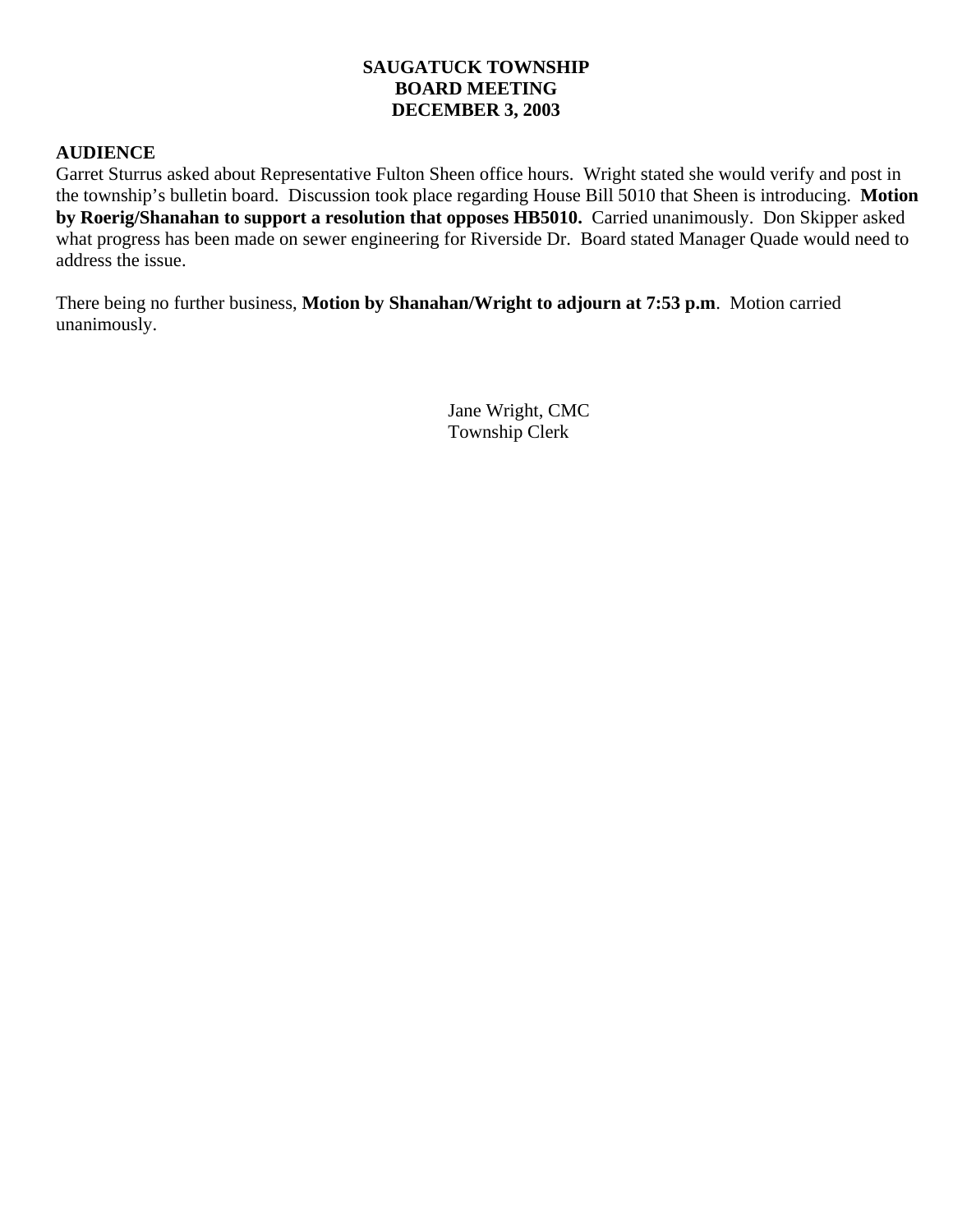**SAUGATUCK TOWNSHIP**
**BOARD MEETING**
**DECEMBER 3, 2003**

**AUDIENCE**

Garret Sturrus asked about Representative Fulton Sheen office hours. Wright stated she would verify and post in the township's bulletin board. Discussion took place regarding House Bill 5010 that Sheen is introducing. **Motion by Roerig/Shanahan to support a resolution that opposes HB5010.** Carried unanimously. Don Skipper asked what progress has been made on sewer engineering for Riverside Dr. Board stated Manager Quade would need to address the issue.

There being no further business, **Motion by Shanahan/Wright to adjourn at 7:53 p.m**. Motion carried unanimously.

Jane Wright, CMC
Township Clerk